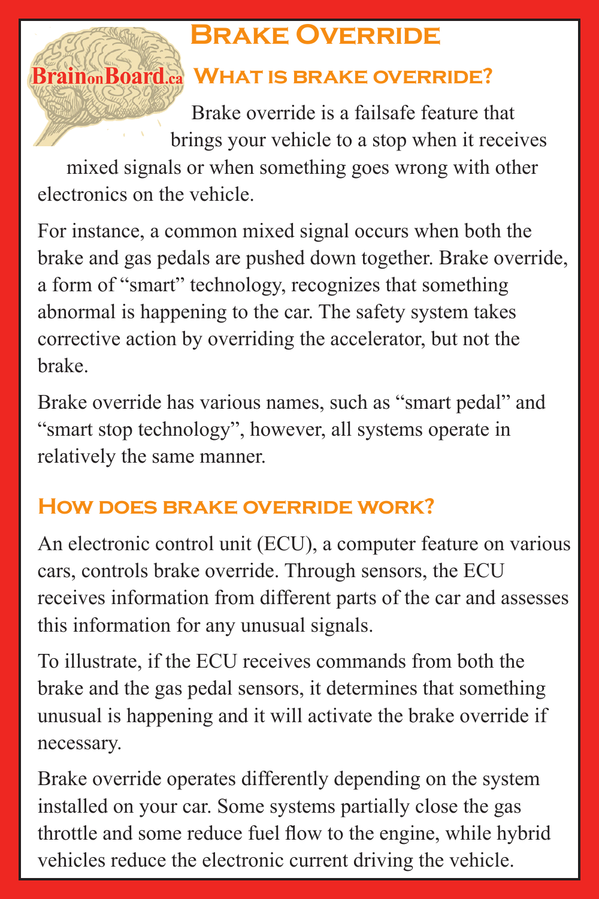BrainonBoard.ca

# Brake Override

## What is brake override?

Brake override is a failsafe feature that brings your vehicle to a stop when it receives mixed signals or when something goes wrong with other electronics on the vehicle.

For instance, a common mixed signal occurs when both the brake and gas pedals are pushed down together. Brake override, a form of "smart" technology, recognizes that something abnormal is happening to the car. The safety system takes corrective action by overriding the accelerator, but not the brake.

Brake override has various names, such as "smart pedal" and "smart stop technology", however, all systems operate in relatively the same manner.

## How does brake override work?

An electronic control unit (ECU), a computer feature on various cars, controls brake override. Through sensors, the ECU receives information from different parts of the car and assesses this information for any unusual signals.

To illustrate, if the ECU receives commands from both the brake and the gas pedal sensors, it determines that something unusual is happening and it will activate the brake override if necessary.

Brake override operates differently depending on the system installed on your car. Some systems partially close the gas throttle and some reduce fuel flow to the engine, while hybrid vehicles reduce the electronic current driving the vehicle.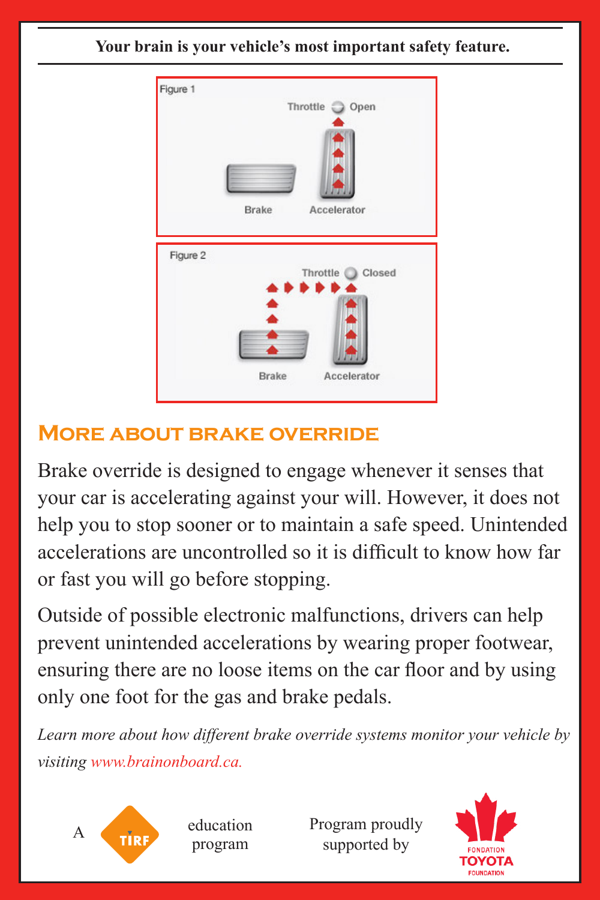**Your brain is your vehicle's most important safety feature.**

Figure 1

Throttle Open

Brake

Accelerator

Figure 2

Throttle Closed

Brake

Accelerator

## More about brake override

Brake override is designed to engage whenever it senses that your car is accelerating against your will. However, it does not help you to stop sooner or to maintain a safe speed. Unintended accelerations are uncontrolled so it is difficult to know how far or fast you will go before stopping.

Outside of possible electronic malfunctions, drivers can help prevent unintended accelerations by wearing proper footwear, ensuring there are no loose items on the car floor and by using only one foot for the gas and brake pedals.

*Learn more about how different brake override systems monitor your vehicle by visiting www.brainonboard.ca.*

A TIRF education program

Program proudly supported by

FONDATION TOYOTA FOUNDATION